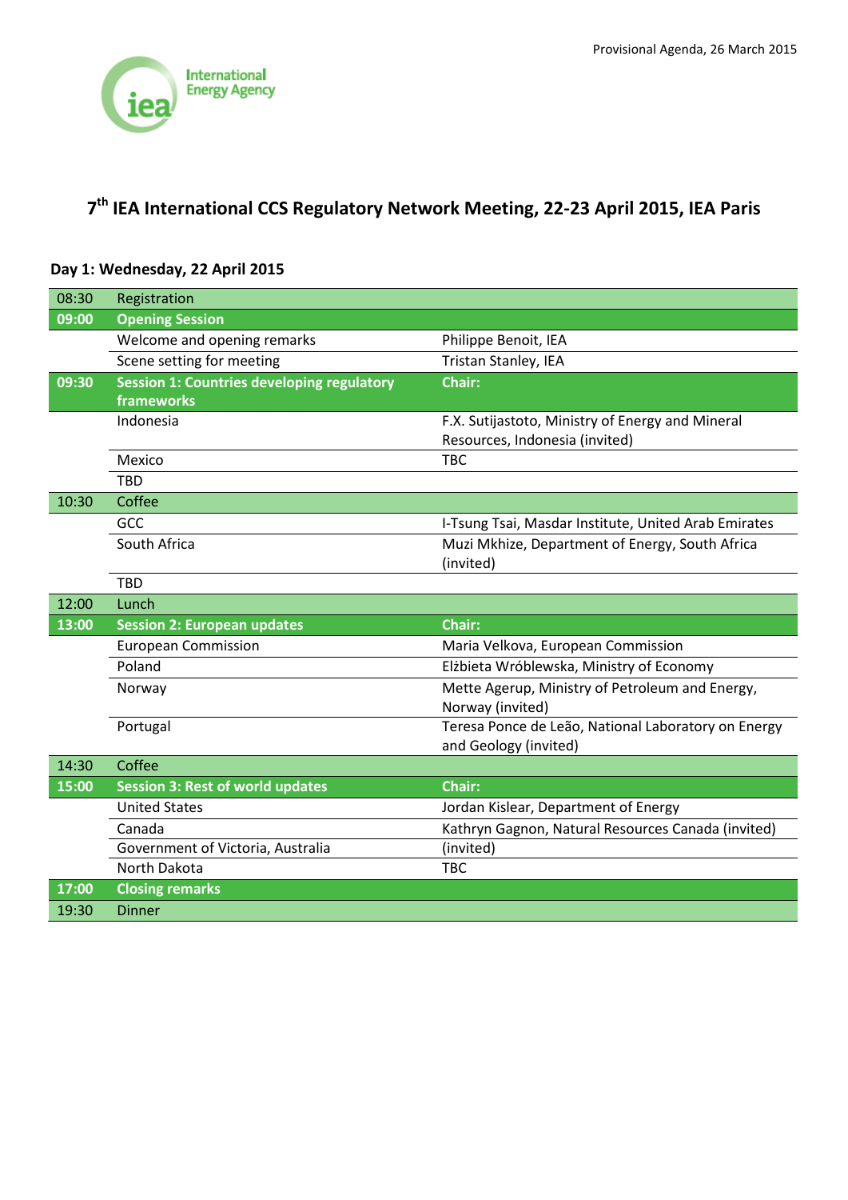Provisional Agenda, 26 March 2015

International Energy Agency

# 7th IEA International CCS Regulatory Network Meeting, 22-23 April 2015, IEA Paris

## Day 1: Wednesday, 22 April 2015

| Time | Item | Speaker |
|---|---|---|
| 08:30 | Registration | |
| **09:00** | **Opening Session** | |
| | Welcome and opening remarks | Philippe Benoit, IEA |
| | Scene setting for meeting | Tristan Stanley, IEA |
| **09:30** | **Session 1: Countries developing regulatory frameworks** | **Chair:** |
| | Indonesia | F.X. Sutijastoto, Ministry of Energy and Mineral Resources, Indonesia (invited) |
| | Mexico | TBC |
| | TBD | |
| 10:30 | Coffee | |
| | GCC | I-Tsung Tsai, Masdar Institute, United Arab Emirates |
| | South Africa | Muzi Mkhize, Department of Energy, South Africa (invited) |
| | TBD | |
| 12:00 | Lunch | |
| **13:00** | **Session 2: European updates** | **Chair:** |
| | European Commission | Maria Velkova, European Commission |
| | Poland | Elżbieta Wróblewska, Ministry of Economy |
| | Norway | Mette Agerup, Ministry of Petroleum and Energy, Norway (invited) |
| | Portugal | Teresa Ponce de Leão, National Laboratory on Energy and Geology (invited) |
| 14:30 | Coffee | |
| **15:00** | **Session 3: Rest of world updates** | **Chair:** |
| | United States | Jordan Kislear, Department of Energy |
| | Canada | Kathryn Gagnon, Natural Resources Canada (invited) |
| | Government of Victoria, Australia | (invited) |
| | North Dakota | TBC |
| **17:00** | **Closing remarks** | |
| 19:30 | Dinner | |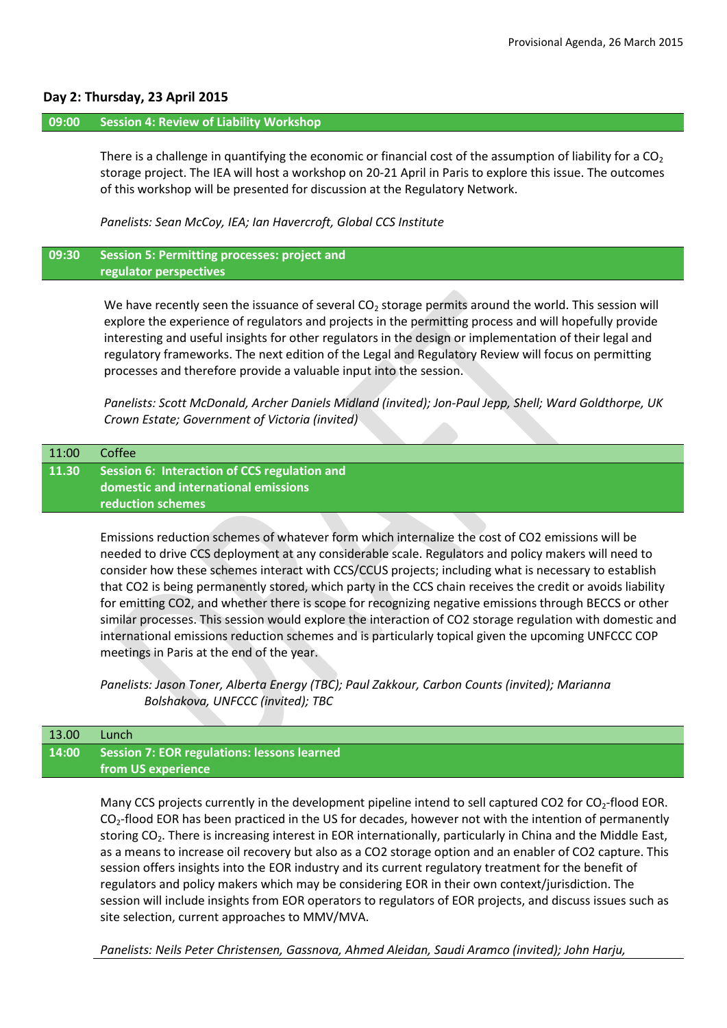## Day 2: Thursday, 23 April 2015

**09:00 Session 4: Review of Liability Workshop**

There is a challenge in quantifying the economic or financial cost of the assumption of liability for a $CO_2$ storage project. The IEA will host a workshop on 20-21 April in Paris to explore this issue. The outcomes of this workshop will be presented for discussion at the Regulatory Network.

*Panelists: Sean McCoy, IEA; Ian Havercroft, Global CCS Institute*

**09:30 Session 5: Permitting processes: project and regulator perspectives**

We have recently seen the issuance of several $CO_2$ storage permits around the world. This session will explore the experience of regulators and projects in the permitting process and will hopefully provide interesting and useful insights for other regulators in the design or implementation of their legal and regulatory frameworks. The next edition of the Legal and Regulatory Review will focus on permitting processes and therefore provide a valuable input into the session.

*Panelists: Scott McDonald, Archer Daniels Midland (invited); Jon-Paul Jepp, Shell; Ward Goldthorpe, UK Crown Estate; Government of Victoria (invited)*

11:00 Coffee

**11.30 Session 6: Interaction of CCS regulation and domestic and international emissions reduction schemes**

Emissions reduction schemes of whatever form which internalize the cost of CO2 emissions will be needed to drive CCS deployment at any considerable scale. Regulators and policy makers will need to consider how these schemes interact with CCS/CCUS projects; including what is necessary to establish that CO2 is being permanently stored, which party in the CCS chain receives the credit or avoids liability for emitting CO2, and whether there is scope for recognizing negative emissions through BECCS or other similar processes. This session would explore the interaction of CO2 storage regulation with domestic and international emissions reduction schemes and is particularly topical given the upcoming UNFCCC COP meetings in Paris at the end of the year.

*Panelists: Jason Toner, Alberta Energy (TBC); Paul Zakkour, Carbon Counts (invited); Marianna Bolshakova, UNFCCC (invited); TBC*

13.00 Lunch

**14:00 Session 7: EOR regulations: lessons learned from US experience**

Many CCS projects currently in the development pipeline intend to sell captured CO2 for $CO_2$-flood EOR. $CO_2$-flood EOR has been practiced in the US for decades, however not with the intention of permanently storing $CO_2$. There is increasing interest in EOR internationally, particularly in China and the Middle East, as a means to increase oil recovery but also as a CO2 storage option and an enabler of CO2 capture. This session offers insights into the EOR industry and its current regulatory treatment for the benefit of regulators and policy makers which may be considering EOR in their own context/jurisdiction. The session will include insights from EOR operators to regulators of EOR projects, and discuss issues such as site selection, current approaches to MMV/MVA.

*Panelists: Neils Peter Christensen, Gassnova, Ahmed Aleidan, Saudi Aramco (invited); John Harju,*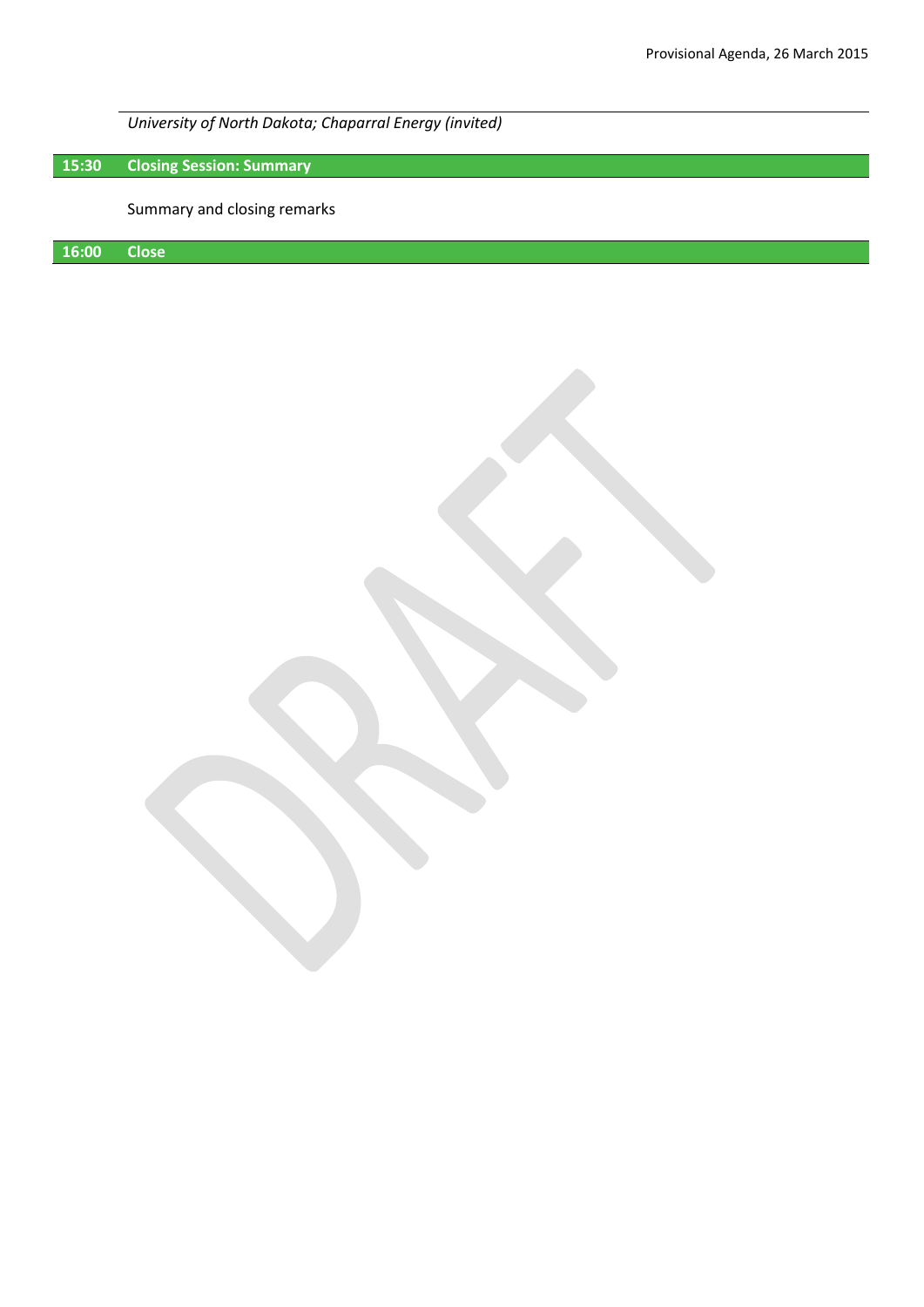*University of North Dakota; Chaparral Energy (invited)*

| | |
|---|---|
| **15:30** | **Closing Session: Summary** |
| | Summary and closing remarks |
| **16:00** | **Close** |